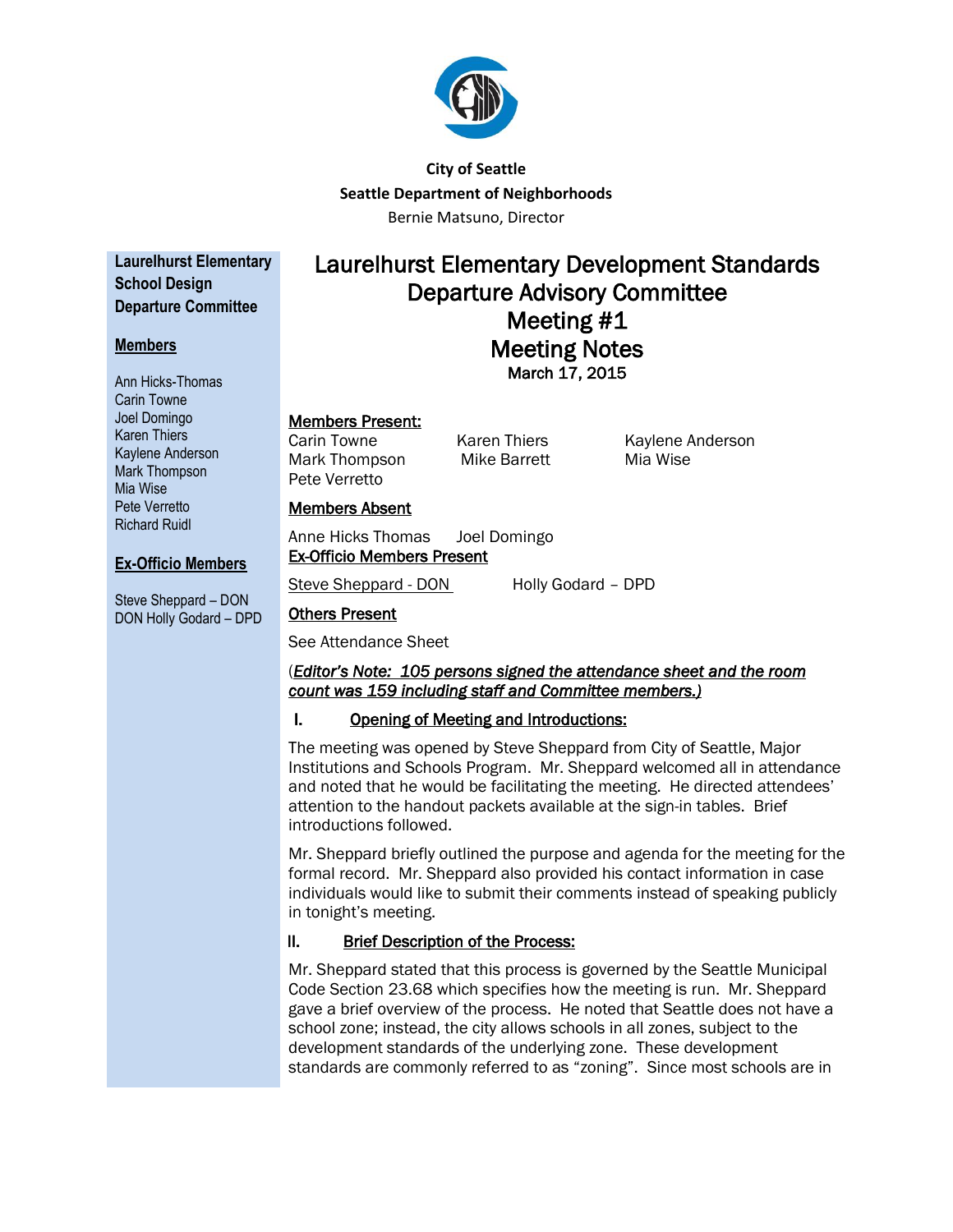**City of Seattle**
**Seattle Department of Neighborhoods**
Bernie Matsuno, Director

**Laurelhurst Elementary School Design Departure Committee**

**Members**

Ann Hicks-Thomas
Carin Towne
Joel Domingo
Karen Thiers
Kaylene Anderson
Mark Thompson
Mia Wise
Pete Verretto
Richard Ruidl

**Ex-Officio Members**

Steve Sheppard – DON
DON Holly Godard – DPD

# Laurelhurst Elementary Development Standards Departure Advisory Committee Meeting #1 Meeting Notes

**March 17, 2015**

**Members Present:**

| | | |
|---|---|---|
| Carin Towne | Karen Thiers | Kaylene Anderson |
| Mark Thompson | Mike Barrett | Mia Wise |
| Pete Verretto | | |

**Members Absent**

Anne Hicks Thomas     Joel Domingo

**Ex-Officio Members Present**

Steve Sheppard - DON     Holly Godard – DPD

**Others Present**

See Attendance Sheet

(*Editor's Note: 105 persons signed the attendance sheet and the room count was 159 including staff and Committee members.)*

## I. Opening of Meeting and Introductions:

The meeting was opened by Steve Sheppard from City of Seattle, Major Institutions and Schools Program. Mr. Sheppard welcomed all in attendance and noted that he would be facilitating the meeting. He directed attendees' attention to the handout packets available at the sign-in tables. Brief introductions followed.

Mr. Sheppard briefly outlined the purpose and agenda for the meeting for the formal record. Mr. Sheppard also provided his contact information in case individuals would like to submit their comments instead of speaking publicly in tonight's meeting.

## II. Brief Description of the Process:

Mr. Sheppard stated that this process is governed by the Seattle Municipal Code Section 23.68 which specifies how the meeting is run. Mr. Sheppard gave a brief overview of the process. He noted that Seattle does not have a school zone; instead, the city allows schools in all zones, subject to the development standards of the underlying zone. These development standards are commonly referred to as "zoning". Since most schools are in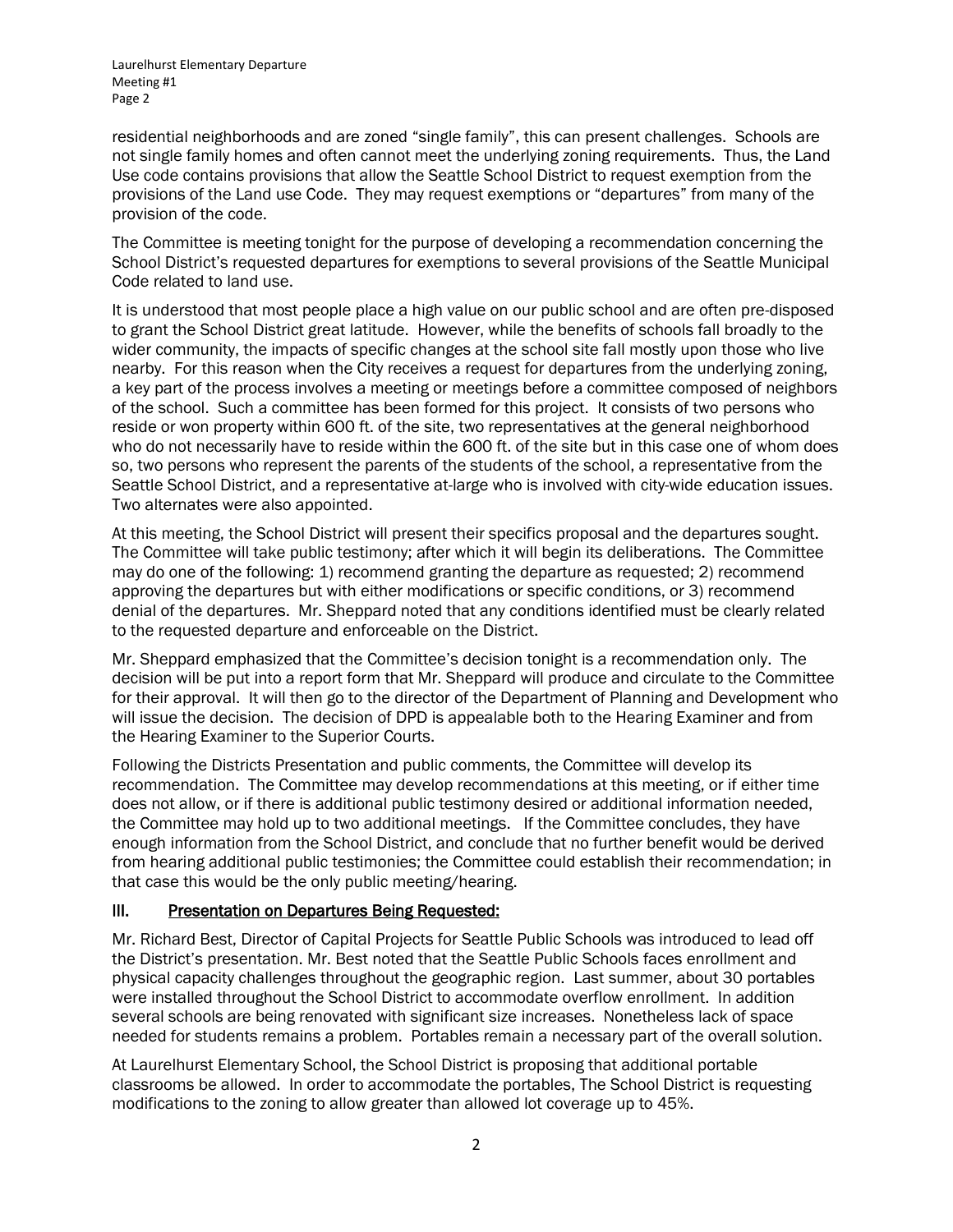residential neighborhoods and are zoned "single family", this can present challenges. Schools are not single family homes and often cannot meet the underlying zoning requirements. Thus, the Land Use code contains provisions that allow the Seattle School District to request exemption from the provisions of the Land use Code. They may request exemptions or "departures" from many of the provision of the code.

The Committee is meeting tonight for the purpose of developing a recommendation concerning the School District's requested departures for exemptions to several provisions of the Seattle Municipal Code related to land use.

It is understood that most people place a high value on our public school and are often pre-disposed to grant the School District great latitude. However, while the benefits of schools fall broadly to the wider community, the impacts of specific changes at the school site fall mostly upon those who live nearby. For this reason when the City receives a request for departures from the underlying zoning, a key part of the process involves a meeting or meetings before a committee composed of neighbors of the school. Such a committee has been formed for this project. It consists of two persons who reside or won property within 600 ft. of the site, two representatives at the general neighborhood who do not necessarily have to reside within the 600 ft. of the site but in this case one of whom does so, two persons who represent the parents of the students of the school, a representative from the Seattle School District, and a representative at-large who is involved with city-wide education issues. Two alternates were also appointed.

At this meeting, the School District will present their specifics proposal and the departures sought. The Committee will take public testimony; after which it will begin its deliberations. The Committee may do one of the following: 1) recommend granting the departure as requested; 2) recommend approving the departures but with either modifications or specific conditions, or 3) recommend denial of the departures. Mr. Sheppard noted that any conditions identified must be clearly related to the requested departure and enforceable on the District.

Mr. Sheppard emphasized that the Committee's decision tonight is a recommendation only. The decision will be put into a report form that Mr. Sheppard will produce and circulate to the Committee for their approval. It will then go to the director of the Department of Planning and Development who will issue the decision. The decision of DPD is appealable both to the Hearing Examiner and from the Hearing Examiner to the Superior Courts.

Following the Districts Presentation and public comments, the Committee will develop its recommendation. The Committee may develop recommendations at this meeting, or if either time does not allow, or if there is additional public testimony desired or additional information needed, the Committee may hold up to two additional meetings. If the Committee concludes, they have enough information from the School District, and conclude that no further benefit would be derived from hearing additional public testimonies; the Committee could establish their recommendation; in that case this would be the only public meeting/hearing.

## III. Presentation on Departures Being Requested:

Mr. Richard Best, Director of Capital Projects for Seattle Public Schools was introduced to lead off the District's presentation. Mr. Best noted that the Seattle Public Schools faces enrollment and physical capacity challenges throughout the geographic region. Last summer, about 30 portables were installed throughout the School District to accommodate overflow enrollment. In addition several schools are being renovated with significant size increases. Nonetheless lack of space needed for students remains a problem. Portables remain a necessary part of the overall solution.

At Laurelhurst Elementary School, the School District is proposing that additional portable classrooms be allowed. In order to accommodate the portables, The School District is requesting modifications to the zoning to allow greater than allowed lot coverage up to 45%.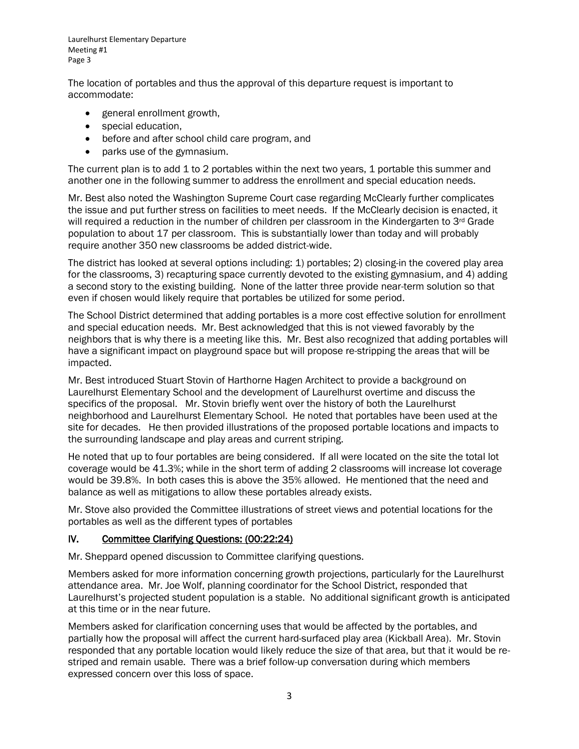The location of portables and thus the approval of this departure request is important to accommodate:

- general enrollment growth,
- special education,
- before and after school child care program, and
- parks use of the gymnasium.

The current plan is to add 1 to 2 portables within the next two years, 1 portable this summer and another one in the following summer to address the enrollment and special education needs.

Mr. Best also noted the Washington Supreme Court case regarding McClearly further complicates the issue and put further stress on facilities to meet needs. If the McClearly decision is enacted, it will required a reduction in the number of children per classroom in the Kindergarten to 3rd Grade population to about 17 per classroom. This is substantially lower than today and will probably require another 350 new classrooms be added district-wide.

The district has looked at several options including: 1) portables; 2) closing-in the covered play area for the classrooms, 3) recapturing space currently devoted to the existing gymnasium, and 4) adding a second story to the existing building. None of the latter three provide near-term solution so that even if chosen would likely require that portables be utilized for some period.

The School District determined that adding portables is a more cost effective solution for enrollment and special education needs. Mr. Best acknowledged that this is not viewed favorably by the neighbors that is why there is a meeting like this. Mr. Best also recognized that adding portables will have a significant impact on playground space but will propose re-stripping the areas that will be impacted.

Mr. Best introduced Stuart Stovin of Harthorne Hagen Architect to provide a background on Laurelhurst Elementary School and the development of Laurelhurst overtime and discuss the specifics of the proposal. Mr. Stovin briefly went over the history of both the Laurelhurst neighborhood and Laurelhurst Elementary School. He noted that portables have been used at the site for decades. He then provided illustrations of the proposed portable locations and impacts to the surrounding landscape and play areas and current striping.

He noted that up to four portables are being considered. If all were located on the site the total lot coverage would be 41.3%; while in the short term of adding 2 classrooms will increase lot coverage would be 39.8%. In both cases this is above the 35% allowed. He mentioned that the need and balance as well as mitigations to allow these portables already exists.

Mr. Stove also provided the Committee illustrations of street views and potential locations for the portables as well as the different types of portables

## IV. Committee Clarifying Questions: (00:22:24)

Mr. Sheppard opened discussion to Committee clarifying questions.

Members asked for more information concerning growth projections, particularly for the Laurelhurst attendance area. Mr. Joe Wolf, planning coordinator for the School District, responded that Laurelhurst's projected student population is a stable. No additional significant growth is anticipated at this time or in the near future.

Members asked for clarification concerning uses that would be affected by the portables, and partially how the proposal will affect the current hard-surfaced play area (Kickball Area). Mr. Stovin responded that any portable location would likely reduce the size of that area, but that it would be re-striped and remain usable. There was a brief follow-up conversation during which members expressed concern over this loss of space.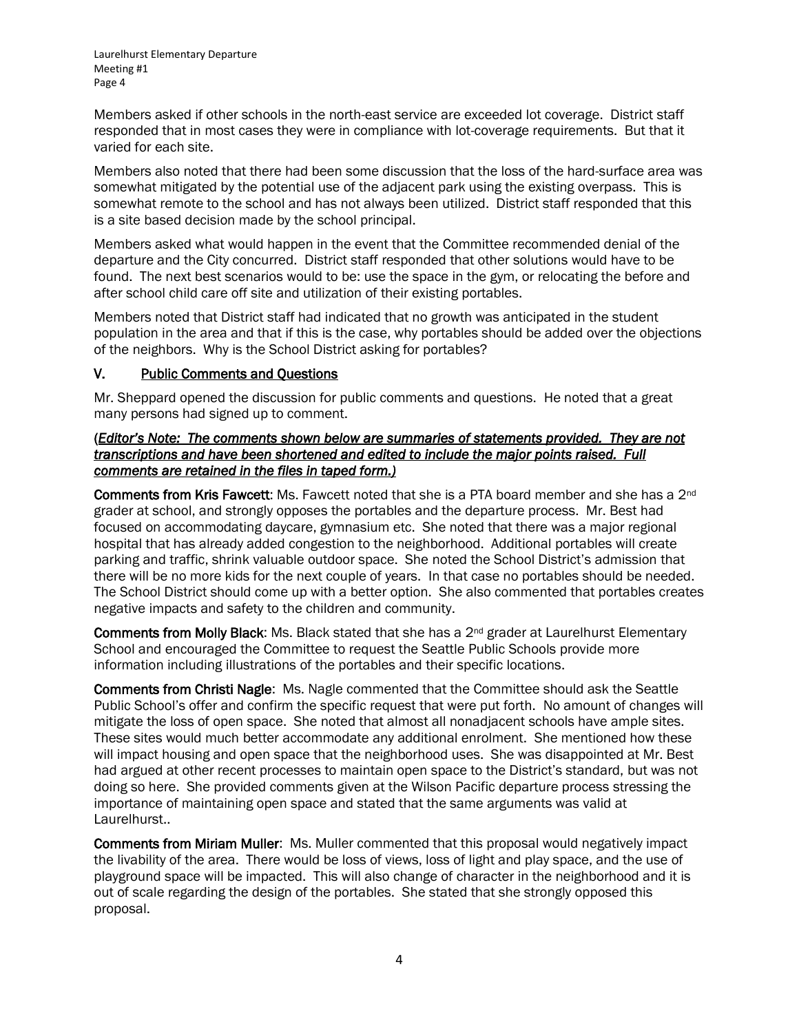Members asked if other schools in the north-east service are exceeded lot coverage. District staff responded that in most cases they were in compliance with lot-coverage requirements. But that it varied for each site.

Members also noted that there had been some discussion that the loss of the hard-surface area was somewhat mitigated by the potential use of the adjacent park using the existing overpass. This is somewhat remote to the school and has not always been utilized. District staff responded that this is a site based decision made by the school principal.

Members asked what would happen in the event that the Committee recommended denial of the departure and the City concurred. District staff responded that other solutions would have to be found. The next best scenarios would to be: use the space in the gym, or relocating the before and after school child care off site and utilization of their existing portables.

Members noted that District staff had indicated that no growth was anticipated in the student population in the area and that if this is the case, why portables should be added over the objections of the neighbors. Why is the School District asking for portables?

## V. Public Comments and Questions

Mr. Sheppard opened the discussion for public comments and questions. He noted that a great many persons had signed up to comment.

(*Editor's Note: The comments shown below are summaries of statements provided. They are not transcriptions and have been shortened and edited to include the major points raised. Full comments are retained in the files in taped form.)*

**Comments from Kris Fawcett**: Ms. Fawcett noted that she is a PTA board member and she has a 2nd grader at school, and strongly opposes the portables and the departure process. Mr. Best had focused on accommodating daycare, gymnasium etc. She noted that there was a major regional hospital that has already added congestion to the neighborhood. Additional portables will create parking and traffic, shrink valuable outdoor space. She noted the School District's admission that there will be no more kids for the next couple of years. In that case no portables should be needed. The School District should come up with a better option. She also commented that portables creates negative impacts and safety to the children and community.

**Comments from Molly Black**: Ms. Black stated that she has a 2nd grader at Laurelhurst Elementary School and encouraged the Committee to request the Seattle Public Schools provide more information including illustrations of the portables and their specific locations.

**Comments from Christi Nagle**: Ms. Nagle commented that the Committee should ask the Seattle Public School's offer and confirm the specific request that were put forth. No amount of changes will mitigate the loss of open space. She noted that almost all nonadjacent schools have ample sites. These sites would much better accommodate any additional enrolment. She mentioned how these will impact housing and open space that the neighborhood uses. She was disappointed at Mr. Best had argued at other recent processes to maintain open space to the District's standard, but was not doing so here. She provided comments given at the Wilson Pacific departure process stressing the importance of maintaining open space and stated that the same arguments was valid at Laurelhurst..

**Comments from Miriam Muller**: Ms. Muller commented that this proposal would negatively impact the livability of the area. There would be loss of views, loss of light and play space, and the use of playground space will be impacted. This will also change of character in the neighborhood and it is out of scale regarding the design of the portables. She stated that she strongly opposed this proposal.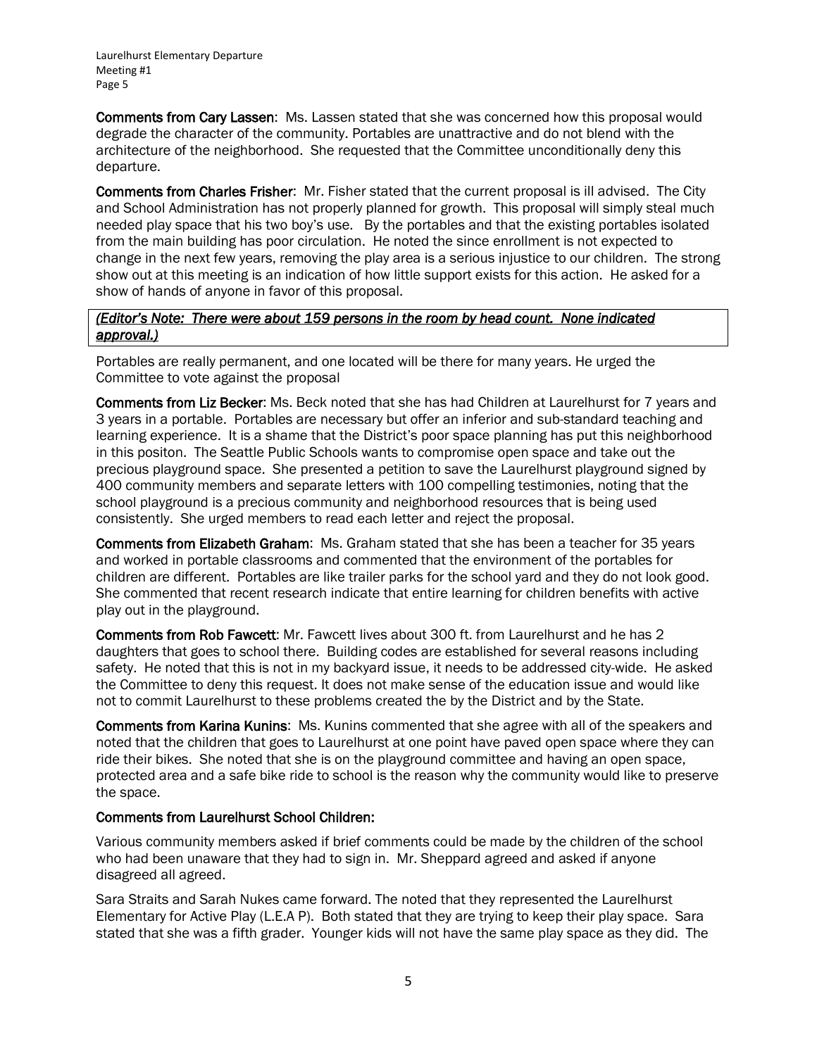**Comments from Cary Lassen**: Ms. Lassen stated that she was concerned how this proposal would degrade the character of the community. Portables are unattractive and do not blend with the architecture of the neighborhood. She requested that the Committee unconditionally deny this departure.

**Comments from Charles Frisher**: Mr. Fisher stated that the current proposal is ill advised. The City and School Administration has not properly planned for growth. This proposal will simply steal much needed play space that his two boy's use. By the portables and that the existing portables isolated from the main building has poor circulation. He noted the since enrollment is not expected to change in the next few years, removing the play area is a serious injustice to our children. The strong show out at this meeting is an indication of how little support exists for this action. He asked for a show of hands of anyone in favor of this proposal.

*(Editor's Note: There were about 159 persons in the room by head count. None indicated approval.)*

Portables are really permanent, and one located will be there for many years. He urged the Committee to vote against the proposal

**Comments from Liz Becker**: Ms. Beck noted that she has had Children at Laurelhurst for 7 years and 3 years in a portable. Portables are necessary but offer an inferior and sub-standard teaching and learning experience. It is a shame that the District's poor space planning has put this neighborhood in this positon. The Seattle Public Schools wants to compromise open space and take out the precious playground space. She presented a petition to save the Laurelhurst playground signed by 400 community members and separate letters with 100 compelling testimonies, noting that the school playground is a precious community and neighborhood resources that is being used consistently. She urged members to read each letter and reject the proposal.

**Comments from Elizabeth Graham**: Ms. Graham stated that she has been a teacher for 35 years and worked in portable classrooms and commented that the environment of the portables for children are different. Portables are like trailer parks for the school yard and they do not look good. She commented that recent research indicate that entire learning for children benefits with active play out in the playground.

**Comments from Rob Fawcett**: Mr. Fawcett lives about 300 ft. from Laurelhurst and he has 2 daughters that goes to school there. Building codes are established for several reasons including safety. He noted that this is not in my backyard issue, it needs to be addressed city-wide. He asked the Committee to deny this request. It does not make sense of the education issue and would like not to commit Laurelhurst to these problems created the by the District and by the State.

**Comments from Karina Kunins**: Ms. Kunins commented that she agree with all of the speakers and noted that the children that goes to Laurelhurst at one point have paved open space where they can ride their bikes. She noted that she is on the playground committee and having an open space, protected area and a safe bike ride to school is the reason why the community would like to preserve the space.

**Comments from Laurelhurst School Children:**

Various community members asked if brief comments could be made by the children of the school who had been unaware that they had to sign in. Mr. Sheppard agreed and asked if anyone disagreed all agreed.

Sara Straits and Sarah Nukes came forward. The noted that they represented the Laurelhurst Elementary for Active Play (L.E.A P). Both stated that they are trying to keep their play space. Sara stated that she was a fifth grader. Younger kids will not have the same play space as they did. The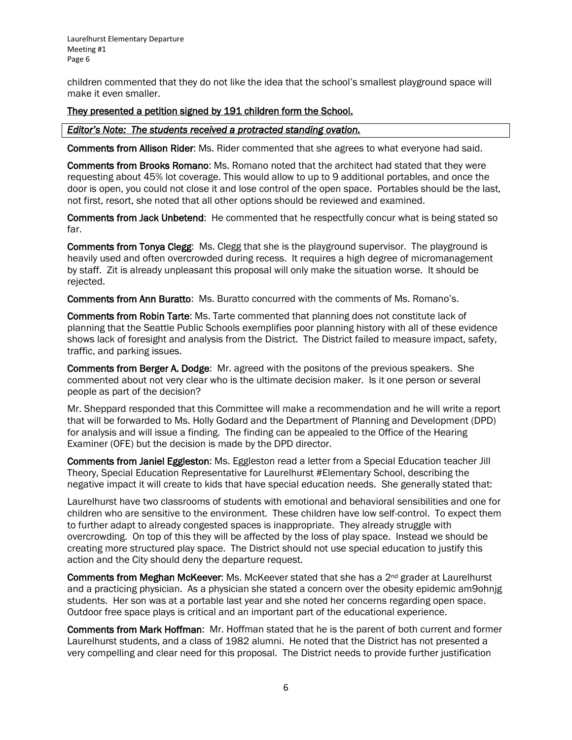children commented that they do not like the idea that the school's smallest playground space will make it even smaller.

<u>**They presented a petition signed by 191 children form the School.**</u>

***<u>Editor's Note: The students received a protracted standing ovation.</u>***

**Comments from Allison Rider**: Ms. Rider commented that she agrees to what everyone had said.

**Comments from Brooks Romano**: Ms. Romano noted that the architect had stated that they were requesting about 45% lot coverage. This would allow to up to 9 additional portables, and once the door is open, you could not close it and lose control of the open space. Portables should be the last, not first, resort, she noted that all other options should be reviewed and examined.

**Comments from Jack Unbetend**: He commented that he respectfully concur what is being stated so far.

**Comments from Tonya Clegg**: Ms. Clegg that she is the playground supervisor. The playground is heavily used and often overcrowded during recess. It requires a high degree of micromanagement by staff. Zit is already unpleasant this proposal will only make the situation worse. It should be rejected.

**Comments from Ann Buratto**: Ms. Buratto concurred with the comments of Ms. Romano's.

**Comments from Robin Tarte**: Ms. Tarte commented that planning does not constitute lack of planning that the Seattle Public Schools exemplifies poor planning history with all of these evidence shows lack of foresight and analysis from the District. The District failed to measure impact, safety, traffic, and parking issues.

**Comments from Berger A. Dodge**: Mr. agreed with the positons of the previous speakers. She commented about not very clear who is the ultimate decision maker. Is it one person or several people as part of the decision?

Mr. Sheppard responded that this Committee will make a recommendation and he will write a report that will be forwarded to Ms. Holly Godard and the Department of Planning and Development (DPD) for analysis and will issue a finding. The finding can be appealed to the Office of the Hearing Examiner (OFE) but the decision is made by the DPD director.

**Comments from Janiel Eggleston**: Ms. Eggleston read a letter from a Special Education teacher Jill Theory, Special Education Representative for Laurelhurst #Elementary School, describing the negative impact it will create to kids that have special education needs. She generally stated that:

Laurelhurst have two classrooms of students with emotional and behavioral sensibilities and one for children who are sensitive to the environment. These children have low self-control. To expect them to further adapt to already congested spaces is inappropriate. They already struggle with overcrowding. On top of this they will be affected by the loss of play space. Instead we should be creating more structured play space. The District should not use special education to justify this action and the City should deny the departure request.

**Comments from Meghan McKeever**: Ms. McKeever stated that she has a 2nd grader at Laurelhurst and a practicing physician. As a physician she stated a concern over the obesity epidemic am9ohnjg students. Her son was at a portable last year and she noted her concerns regarding open space. Outdoor free space plays is critical and an important part of the educational experience.

**Comments from Mark Hoffman**: Mr. Hoffman stated that he is the parent of both current and former Laurelhurst students, and a class of 1982 alumni. He noted that the District has not presented a very compelling and clear need for this proposal. The District needs to provide further justification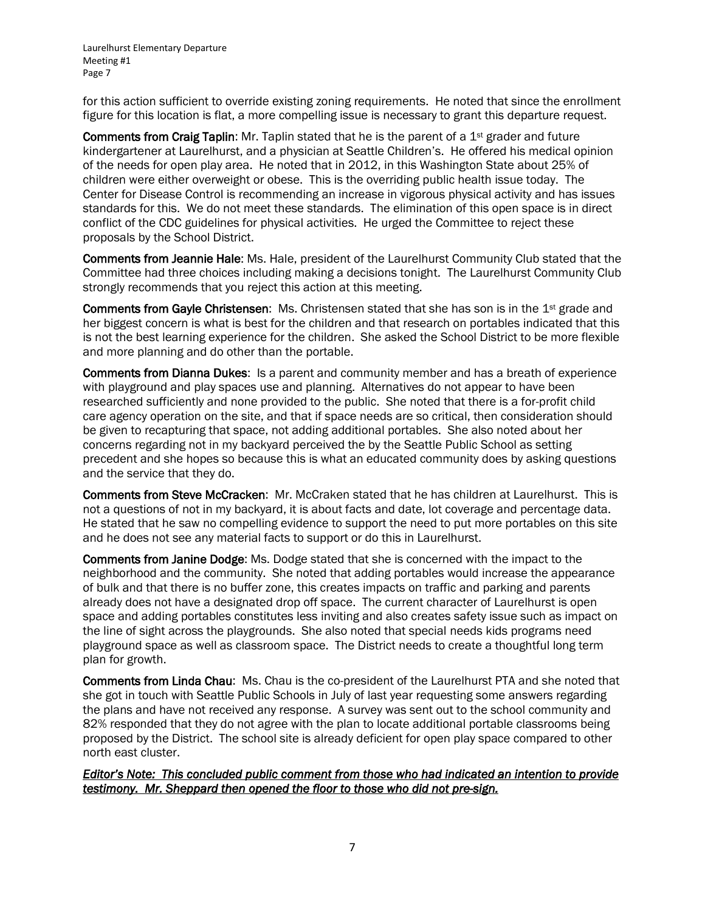for this action sufficient to override existing zoning requirements. He noted that since the enrollment figure for this location is flat, a more compelling issue is necessary to grant this departure request.

**Comments from Craig Taplin**: Mr. Taplin stated that he is the parent of a 1st grader and future kindergartener at Laurelhurst, and a physician at Seattle Children's. He offered his medical opinion of the needs for open play area. He noted that in 2012, in this Washington State about 25% of children were either overweight or obese. This is the overriding public health issue today. The Center for Disease Control is recommending an increase in vigorous physical activity and has issues standards for this. We do not meet these standards. The elimination of this open space is in direct conflict of the CDC guidelines for physical activities. He urged the Committee to reject these proposals by the School District.

**Comments from Jeannie Hale**: Ms. Hale, president of the Laurelhurst Community Club stated that the Committee had three choices including making a decisions tonight. The Laurelhurst Community Club strongly recommends that you reject this action at this meeting.

**Comments from Gayle Christensen**: Ms. Christensen stated that she has son is in the 1st grade and her biggest concern is what is best for the children and that research on portables indicated that this is not the best learning experience for the children. She asked the School District to be more flexible and more planning and do other than the portable.

**Comments from Dianna Dukes**: Is a parent and community member and has a breath of experience with playground and play spaces use and planning. Alternatives do not appear to have been researched sufficiently and none provided to the public. She noted that there is a for-profit child care agency operation on the site, and that if space needs are so critical, then consideration should be given to recapturing that space, not adding additional portables. She also noted about her concerns regarding not in my backyard perceived the by the Seattle Public School as setting precedent and she hopes so because this is what an educated community does by asking questions and the service that they do.

**Comments from Steve McCracken**: Mr. McCraken stated that he has children at Laurelhurst. This is not a questions of not in my backyard, it is about facts and date, lot coverage and percentage data. He stated that he saw no compelling evidence to support the need to put more portables on this site and he does not see any material facts to support or do this in Laurelhurst.

**Comments from Janine Dodge**: Ms. Dodge stated that she is concerned with the impact to the neighborhood and the community. She noted that adding portables would increase the appearance of bulk and that there is no buffer zone, this creates impacts on traffic and parking and parents already does not have a designated drop off space. The current character of Laurelhurst is open space and adding portables constitutes less inviting and also creates safety issue such as impact on the line of sight across the playgrounds. She also noted that special needs kids programs need playground space as well as classroom space. The District needs to create a thoughtful long term plan for growth.

**Comments from Linda Chau**: Ms. Chau is the co-president of the Laurelhurst PTA and she noted that she got in touch with Seattle Public Schools in July of last year requesting some answers regarding the plans and have not received any response. A survey was sent out to the school community and 82% responded that they do not agree with the plan to locate additional portable classrooms being proposed by the District. The school site is already deficient for open play space compared to other north east cluster.

***Editor's Note: This concluded public comment from those who had indicated an intention to provide testimony. Mr. Sheppard then opened the floor to those who did not pre-sign.***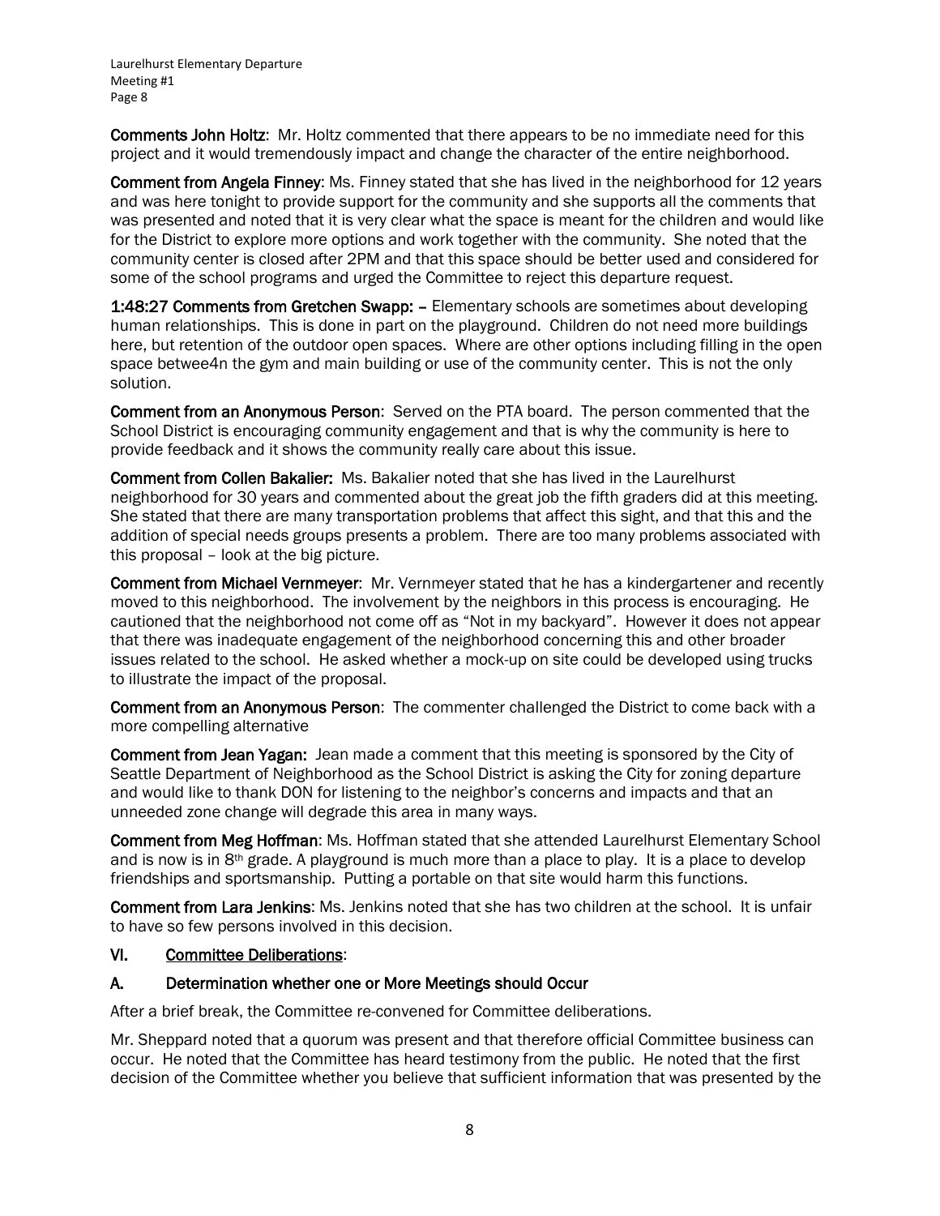**Comments John Holtz**: Mr. Holtz commented that there appears to be no immediate need for this project and it would tremendously impact and change the character of the entire neighborhood.

**Comment from Angela Finney**: Ms. Finney stated that she has lived in the neighborhood for 12 years and was here tonight to provide support for the community and she supports all the comments that was presented and noted that it is very clear what the space is meant for the children and would like for the District to explore more options and work together with the community. She noted that the community center is closed after 2PM and that this space should be better used and considered for some of the school programs and urged the Committee to reject this departure request.

**1:48:27 Comments from Gretchen Swapp: –** Elementary schools are sometimes about developing human relationships. This is done in part on the playground. Children do not need more buildings here, but retention of the outdoor open spaces. Where are other options including filling in the open space betwee4n the gym and main building or use of the community center. This is not the only solution.

**Comment from an Anonymous Person**: Served on the PTA board. The person commented that the School District is encouraging community engagement and that is why the community is here to provide feedback and it shows the community really care about this issue.

**Comment from Collen Bakalier:** Ms. Bakalier noted that she has lived in the Laurelhurst neighborhood for 30 years and commented about the great job the fifth graders did at this meeting. She stated that there are many transportation problems that affect this sight, and that this and the addition of special needs groups presents a problem. There are too many problems associated with this proposal – look at the big picture.

**Comment from Michael Vernmeyer**: Mr. Vernmeyer stated that he has a kindergartener and recently moved to this neighborhood. The involvement by the neighbors in this process is encouraging. He cautioned that the neighborhood not come off as "Not in my backyard". However it does not appear that there was inadequate engagement of the neighborhood concerning this and other broader issues related to the school. He asked whether a mock-up on site could be developed using trucks to illustrate the impact of the proposal.

**Comment from an Anonymous Person**: The commenter challenged the District to come back with a more compelling alternative

**Comment from Jean Yagan:** Jean made a comment that this meeting is sponsored by the City of Seattle Department of Neighborhood as the School District is asking the City for zoning departure and would like to thank DON for listening to the neighbor's concerns and impacts and that an unneeded zone change will degrade this area in many ways.

**Comment from Meg Hoffman**: Ms. Hoffman stated that she attended Laurelhurst Elementary School and is now is in 8th grade. A playground is much more than a place to play. It is a place to develop friendships and sportsmanship. Putting a portable on that site would harm this functions.

**Comment from Lara Jenkins**: Ms. Jenkins noted that she has two children at the school. It is unfair to have so few persons involved in this decision.

## VI. Committee Deliberations:

### A. Determination whether one or More Meetings should Occur

After a brief break, the Committee re-convened for Committee deliberations.

Mr. Sheppard noted that a quorum was present and that therefore official Committee business can occur. He noted that the Committee has heard testimony from the public. He noted that the first decision of the Committee whether you believe that sufficient information that was presented by the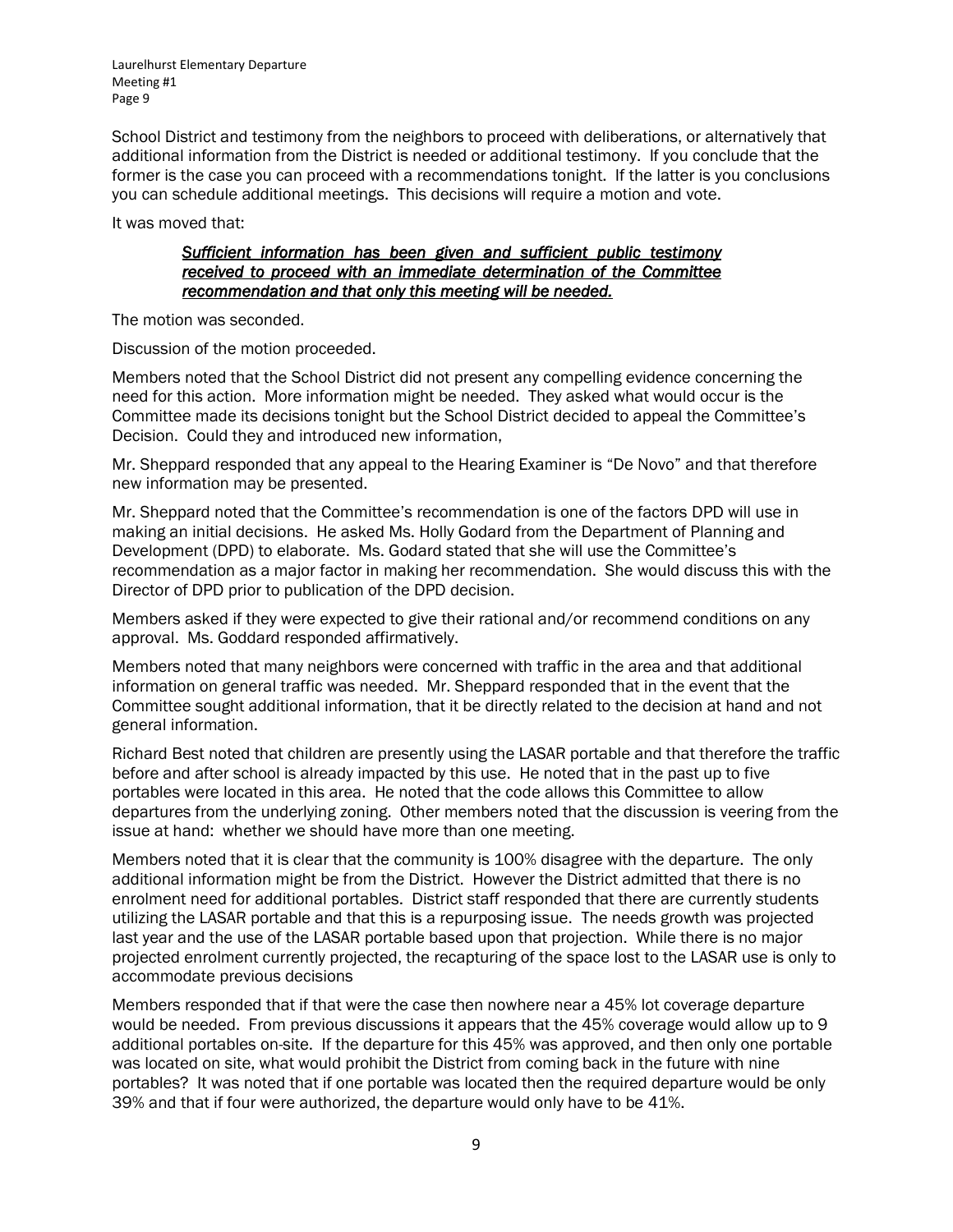School District and testimony from the neighbors to proceed with deliberations, or alternatively that additional information from the District is needed or additional testimony. If you conclude that the former is the case you can proceed with a recommendations tonight. If the latter is you conclusions you can schedule additional meetings. This decisions will require a motion and vote.

It was moved that:

> ***Sufficient information has been given and sufficient public testimony received to proceed with an immediate determination of the Committee recommendation and that only this meeting will be needed.***

The motion was seconded.

Discussion of the motion proceeded.

Members noted that the School District did not present any compelling evidence concerning the need for this action. More information might be needed. They asked what would occur is the Committee made its decisions tonight but the School District decided to appeal the Committee's Decision. Could they and introduced new information,

Mr. Sheppard responded that any appeal to the Hearing Examiner is "De Novo" and that therefore new information may be presented.

Mr. Sheppard noted that the Committee's recommendation is one of the factors DPD will use in making an initial decisions. He asked Ms. Holly Godard from the Department of Planning and Development (DPD) to elaborate. Ms. Godard stated that she will use the Committee's recommendation as a major factor in making her recommendation. She would discuss this with the Director of DPD prior to publication of the DPD decision.

Members asked if they were expected to give their rational and/or recommend conditions on any approval. Ms. Goddard responded affirmatively.

Members noted that many neighbors were concerned with traffic in the area and that additional information on general traffic was needed. Mr. Sheppard responded that in the event that the Committee sought additional information, that it be directly related to the decision at hand and not general information.

Richard Best noted that children are presently using the LASAR portable and that therefore the traffic before and after school is already impacted by this use. He noted that in the past up to five portables were located in this area. He noted that the code allows this Committee to allow departures from the underlying zoning. Other members noted that the discussion is veering from the issue at hand: whether we should have more than one meeting.

Members noted that it is clear that the community is 100% disagree with the departure. The only additional information might be from the District. However the District admitted that there is no enrolment need for additional portables. District staff responded that there are currently students utilizing the LASAR portable and that this is a repurposing issue. The needs growth was projected last year and the use of the LASAR portable based upon that projection. While there is no major projected enrolment currently projected, the recapturing of the space lost to the LASAR use is only to accommodate previous decisions

Members responded that if that were the case then nowhere near a 45% lot coverage departure would be needed. From previous discussions it appears that the 45% coverage would allow up to 9 additional portables on-site. If the departure for this 45% was approved, and then only one portable was located on site, what would prohibit the District from coming back in the future with nine portables? It was noted that if one portable was located then the required departure would be only 39% and that if four were authorized, the departure would only have to be 41%.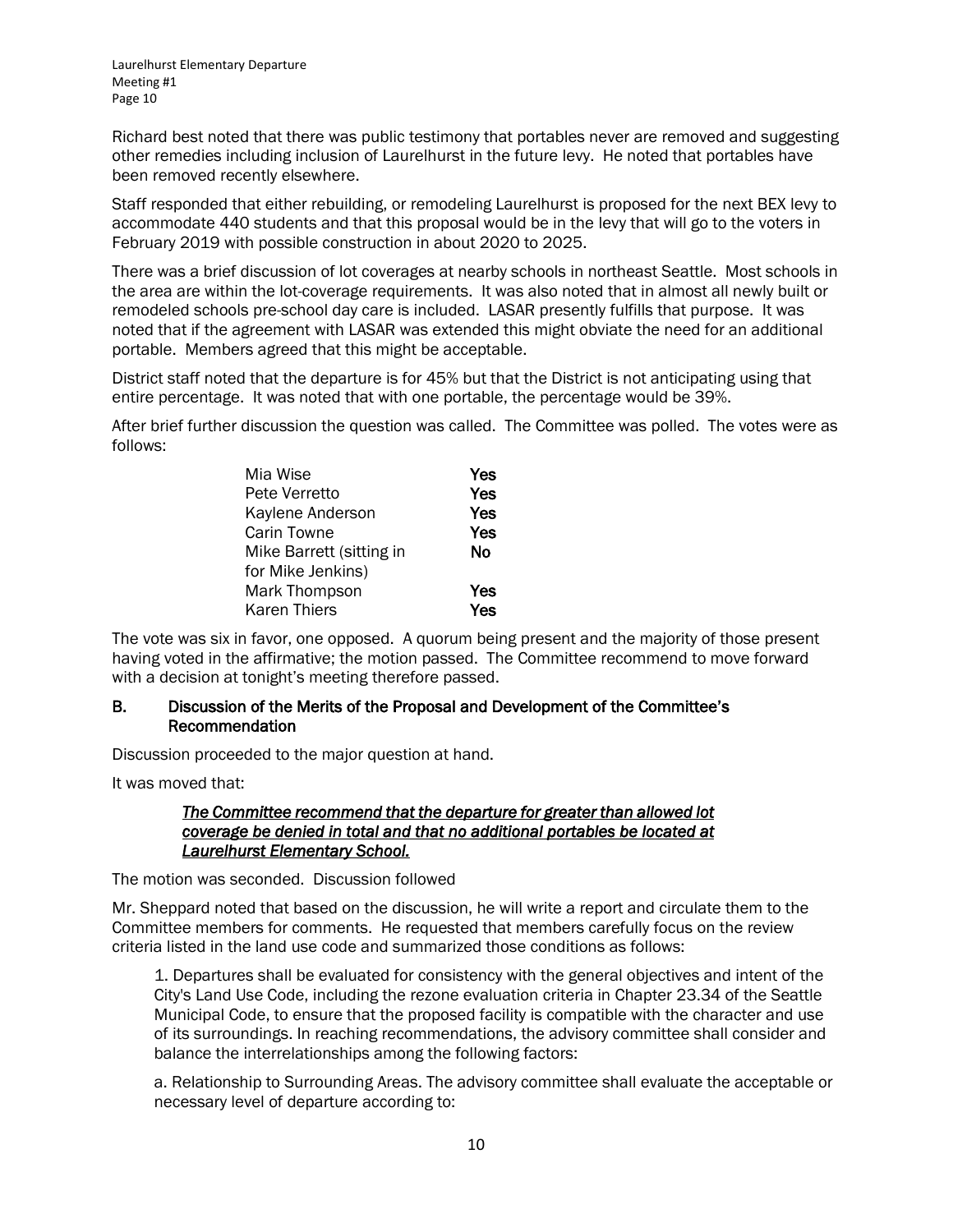Richard best noted that there was public testimony that portables never are removed and suggesting other remedies including inclusion of Laurelhurst in the future levy. He noted that portables have been removed recently elsewhere.

Staff responded that either rebuilding, or remodeling Laurelhurst is proposed for the next BEX levy to accommodate 440 students and that this proposal would be in the levy that will go to the voters in February 2019 with possible construction in about 2020 to 2025.

There was a brief discussion of lot coverages at nearby schools in northeast Seattle. Most schools in the area are within the lot-coverage requirements. It was also noted that in almost all newly built or remodeled schools pre-school day care is included. LASAR presently fulfills that purpose. It was noted that if the agreement with LASAR was extended this might obviate the need for an additional portable. Members agreed that this might be acceptable.

District staff noted that the departure is for 45% but that the District is not anticipating using that entire percentage. It was noted that with one portable, the percentage would be 39%.

After brief further discussion the question was called. The Committee was polled. The votes were as follows:

| | |
|---|---|
| Mia Wise | **Yes** |
| Pete Verretto | **Yes** |
| Kaylene Anderson | **Yes** |
| Carin Towne | **Yes** |
| Mike Barrett (sitting in for Mike Jenkins) | **No** |
| Mark Thompson | **Yes** |
| Karen Thiers | **Yes** |

The vote was six in favor, one opposed. A quorum being present and the majority of those present having voted in the affirmative; the motion passed. The Committee recommend to move forward with a decision at tonight's meeting therefore passed.

### B. Discussion of the Merits of the Proposal and Development of the Committee's Recommendation

Discussion proceeded to the major question at hand.

It was moved that:

> ***The Committee recommend that the departure for greater than allowed lot coverage be denied in total and that no additional portables be located at Laurelhurst Elementary School.***

The motion was seconded. Discussion followed

Mr. Sheppard noted that based on the discussion, he will write a report and circulate them to the Committee members for comments. He requested that members carefully focus on the review criteria listed in the land use code and summarized those conditions as follows:

> 1. Departures shall be evaluated for consistency with the general objectives and intent of the City's Land Use Code, including the rezone evaluation criteria in Chapter 23.34 of the Seattle Municipal Code, to ensure that the proposed facility is compatible with the character and use of its surroundings. In reaching recommendations, the advisory committee shall consider and balance the interrelationships among the following factors:
>
> a. Relationship to Surrounding Areas. The advisory committee shall evaluate the acceptable or necessary level of departure according to: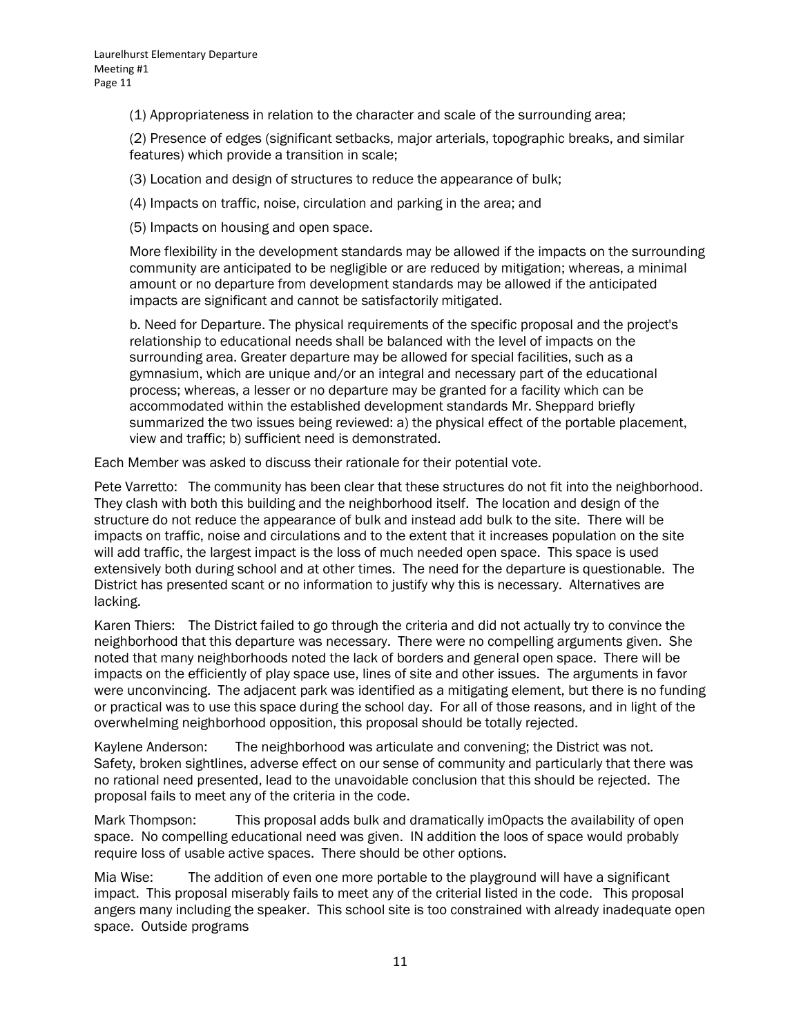(1) Appropriateness in relation to the character and scale of the surrounding area;

(2) Presence of edges (significant setbacks, major arterials, topographic breaks, and similar features) which provide a transition in scale;

(3) Location and design of structures to reduce the appearance of bulk;

(4) Impacts on traffic, noise, circulation and parking in the area; and

(5) Impacts on housing and open space.

More flexibility in the development standards may be allowed if the impacts on the surrounding community are anticipated to be negligible or are reduced by mitigation; whereas, a minimal amount or no departure from development standards may be allowed if the anticipated impacts are significant and cannot be satisfactorily mitigated.

b. Need for Departure. The physical requirements of the specific proposal and the project's relationship to educational needs shall be balanced with the level of impacts on the surrounding area. Greater departure may be allowed for special facilities, such as a gymnasium, which are unique and/or an integral and necessary part of the educational process; whereas, a lesser or no departure may be granted for a facility which can be accommodated within the established development standards Mr. Sheppard briefly summarized the two issues being reviewed: a) the physical effect of the portable placement, view and traffic; b) sufficient need is demonstrated.

Each Member was asked to discuss their rationale for their potential vote.

Pete Varretto: The community has been clear that these structures do not fit into the neighborhood. They clash with both this building and the neighborhood itself. The location and design of the structure do not reduce the appearance of bulk and instead add bulk to the site. There will be impacts on traffic, noise and circulations and to the extent that it increases population on the site will add traffic, the largest impact is the loss of much needed open space. This space is used extensively both during school and at other times. The need for the departure is questionable. The District has presented scant or no information to justify why this is necessary. Alternatives are lacking.

Karen Thiers: The District failed to go through the criteria and did not actually try to convince the neighborhood that this departure was necessary. There were no compelling arguments given. She noted that many neighborhoods noted the lack of borders and general open space. There will be impacts on the efficiently of play space use, lines of site and other issues. The arguments in favor were unconvincing. The adjacent park was identified as a mitigating element, but there is no funding or practical was to use this space during the school day. For all of those reasons, and in light of the overwhelming neighborhood opposition, this proposal should be totally rejected.

Kaylene Anderson: The neighborhood was articulate and convening; the District was not. Safety, broken sightlines, adverse effect on our sense of community and particularly that there was no rational need presented, lead to the unavoidable conclusion that this should be rejected. The proposal fails to meet any of the criteria in the code.

Mark Thompson: This proposal adds bulk and dramatically im0pacts the availability of open space. No compelling educational need was given. IN addition the loos of space would probably require loss of usable active spaces. There should be other options.

Mia Wise: The addition of even one more portable to the playground will have a significant impact. This proposal miserably fails to meet any of the criterial listed in the code. This proposal angers many including the speaker. This school site is too constrained with already inadequate open space. Outside programs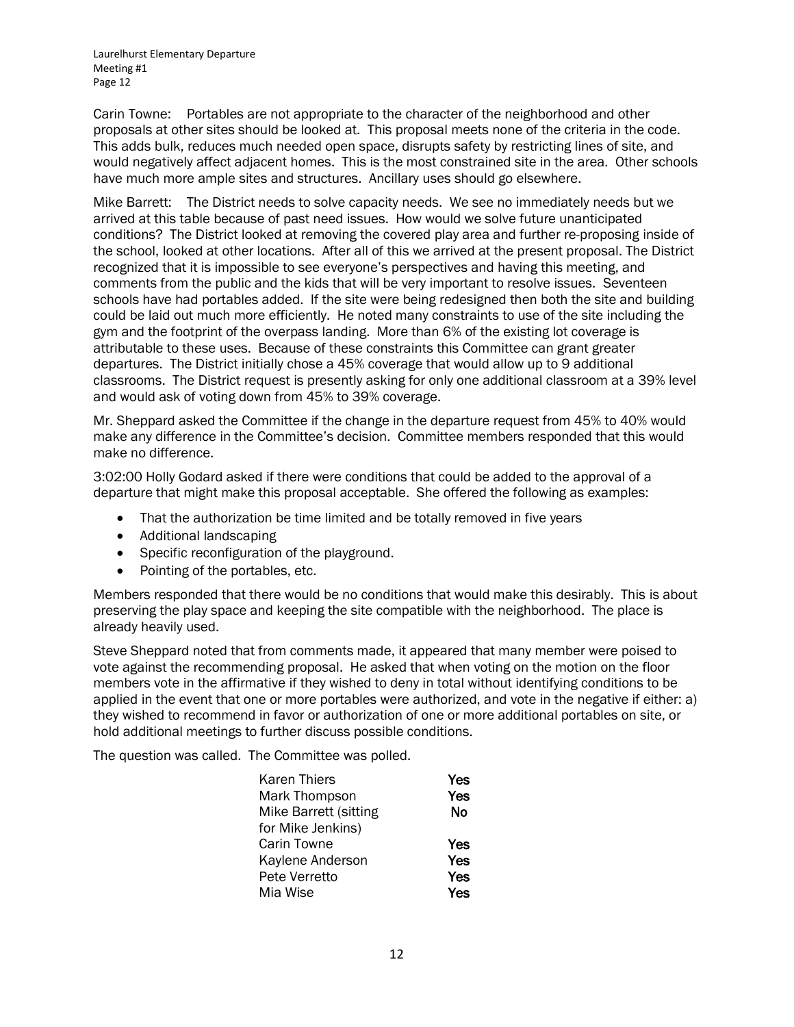Carin Towne: Portables are not appropriate to the character of the neighborhood and other proposals at other sites should be looked at. This proposal meets none of the criteria in the code. This adds bulk, reduces much needed open space, disrupts safety by restricting lines of site, and would negatively affect adjacent homes. This is the most constrained site in the area. Other schools have much more ample sites and structures. Ancillary uses should go elsewhere.

Mike Barrett: The District needs to solve capacity needs. We see no immediately needs but we arrived at this table because of past need issues. How would we solve future unanticipated conditions? The District looked at removing the covered play area and further re-proposing inside of the school, looked at other locations. After all of this we arrived at the present proposal. The District recognized that it is impossible to see everyone's perspectives and having this meeting, and comments from the public and the kids that will be very important to resolve issues. Seventeen schools have had portables added. If the site were being redesigned then both the site and building could be laid out much more efficiently. He noted many constraints to use of the site including the gym and the footprint of the overpass landing. More than 6% of the existing lot coverage is attributable to these uses. Because of these constraints this Committee can grant greater departures. The District initially chose a 45% coverage that would allow up to 9 additional classrooms. The District request is presently asking for only one additional classroom at a 39% level and would ask of voting down from 45% to 39% coverage.

Mr. Sheppard asked the Committee if the change in the departure request from 45% to 40% would make any difference in the Committee's decision. Committee members responded that this would make no difference.

3:02:00 Holly Godard asked if there were conditions that could be added to the approval of a departure that might make this proposal acceptable. She offered the following as examples:

- That the authorization be time limited and be totally removed in five years
- Additional landscaping
- Specific reconfiguration of the playground.
- Pointing of the portables, etc.

Members responded that there would be no conditions that would make this desirably. This is about preserving the play space and keeping the site compatible with the neighborhood. The place is already heavily used.

Steve Sheppard noted that from comments made, it appeared that many member were poised to vote against the recommending proposal. He asked that when voting on the motion on the floor members vote in the affirmative if they wished to deny in total without identifying conditions to be applied in the event that one or more portables were authorized, and vote in the negative if either: a) they wished to recommend in favor or authorization of one or more additional portables on site, or hold additional meetings to further discuss possible conditions.

The question was called. The Committee was polled.

| | |
|---|---|
| Karen Thiers | **Yes** |
| Mark Thompson | **Yes** |
| Mike Barrett (sitting for Mike Jenkins) | **No** |
| Carin Towne | **Yes** |
| Kaylene Anderson | **Yes** |
| Pete Verretto | **Yes** |
| Mia Wise | **Yes** |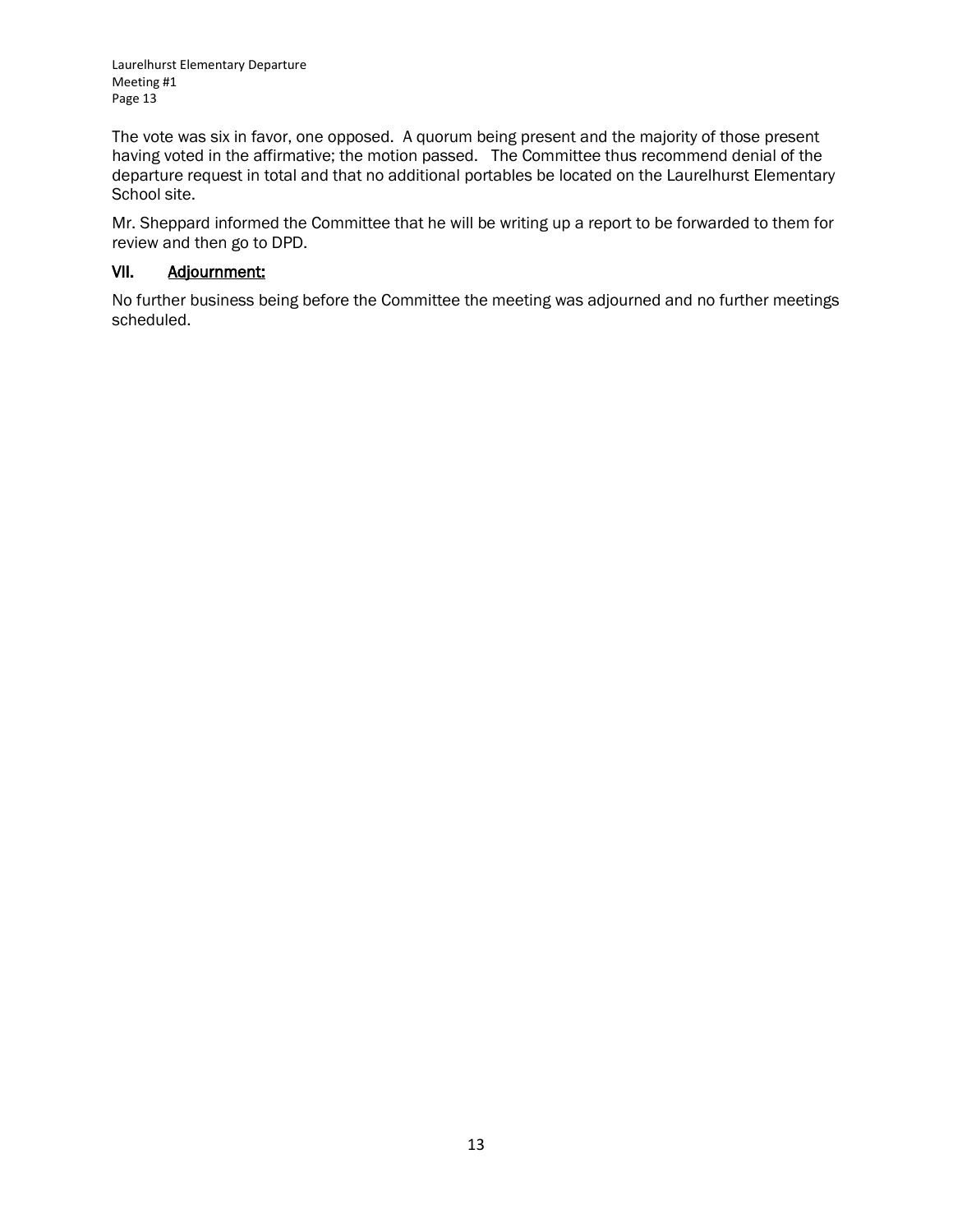The vote was six in favor, one opposed. A quorum being present and the majority of those present having voted in the affirmative; the motion passed. The Committee thus recommend denial of the departure request in total and that no additional portables be located on the Laurelhurst Elementary School site.

Mr. Sheppard informed the Committee that he will be writing up a report to be forwarded to them for review and then go to DPD.

## VII. Adjournment:

No further business being before the Committee the meeting was adjourned and no further meetings scheduled.